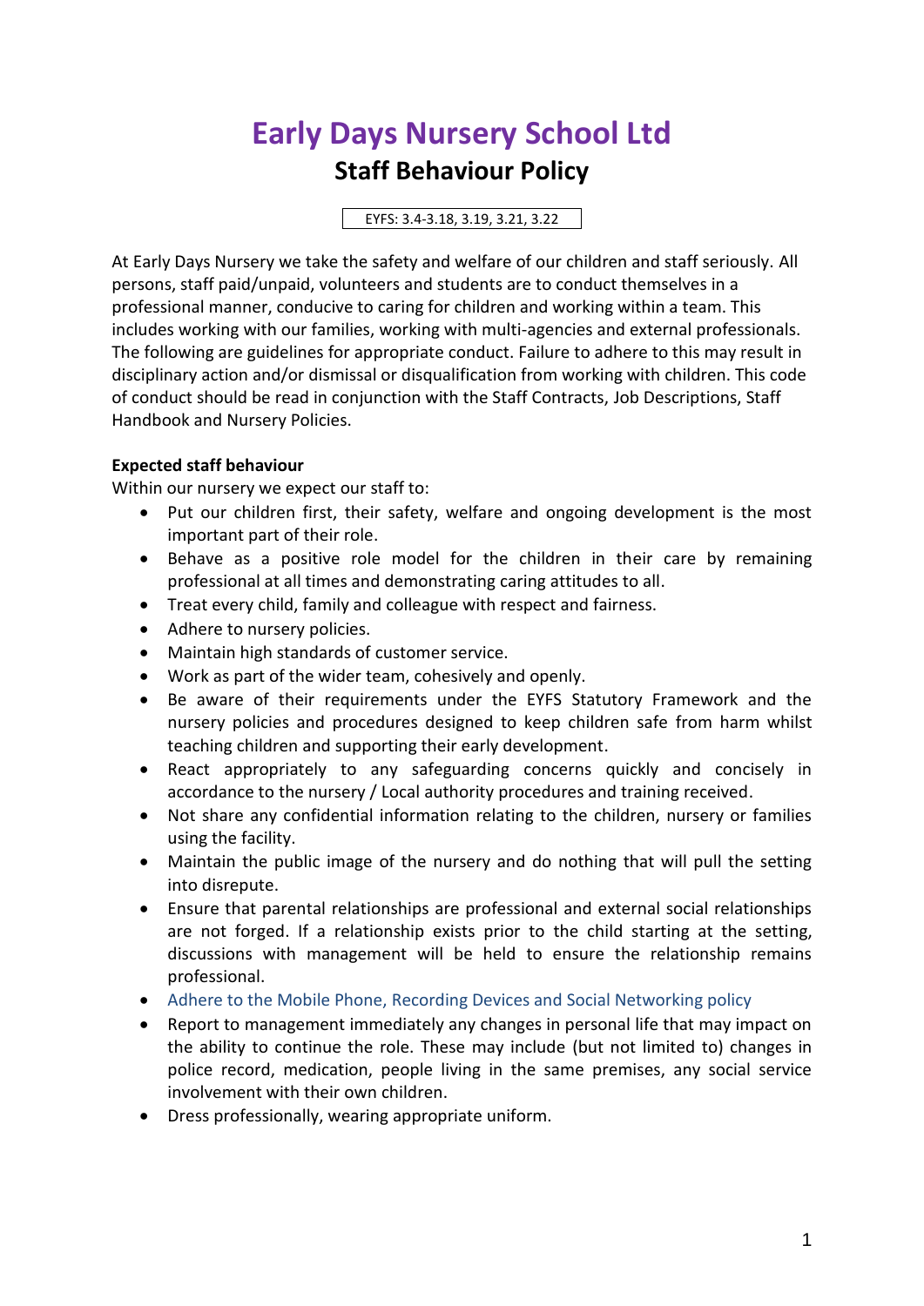# Early Days Nursery School Ltd

## Staff Behaviour Policy

EYFS: 3.4-3.18, 3.19, 3.21, 3.22

At Early Days Nursery we take the safety and welfare of our children and staff seriously. All persons, staff paid/unpaid, volunteers and students are to conduct themselves in a professional manner, conducive to caring for children and working within a team. This includes working with our families, working with multi-agencies and external professionals. The following are guidelines for appropriate conduct. Failure to adhere to this may result in disciplinary action and/or dismissal or disqualification from working with children. This code of conduct should be read in conjunction with the Staff Contracts, Job Descriptions, Staff Handbook and Nursery Policies.

**Expected staff behaviour**

Within our nursery we expect our staff to:

- Put our children first, their safety, welfare and ongoing development is the most important part of their role.
- Behave as a positive role model for the children in their care by remaining professional at all times and demonstrating caring attitudes to all.
- Treat every child, family and colleague with respect and fairness.
- Adhere to nursery policies.
- Maintain high standards of customer service.
- Work as part of the wider team, cohesively and openly.
- Be aware of their requirements under the EYFS Statutory Framework and the nursery policies and procedures designed to keep children safe from harm whilst teaching children and supporting their early development.
- React appropriately to any safeguarding concerns quickly and concisely in accordance to the nursery / Local authority procedures and training received.
- Not share any confidential information relating to the children, nursery or families using the facility.
- Maintain the public image of the nursery and do nothing that will pull the setting into disrepute.
- Ensure that parental relationships are professional and external social relationships are not forged. If a relationship exists prior to the child starting at the setting, discussions with management will be held to ensure the relationship remains professional.
- Adhere to the Mobile Phone, Recording Devices and Social Networking policy
- Report to management immediately any changes in personal life that may impact on the ability to continue the role. These may include (but not limited to) changes in police record, medication, people living in the same premises, any social service involvement with their own children.
- Dress professionally, wearing appropriate uniform.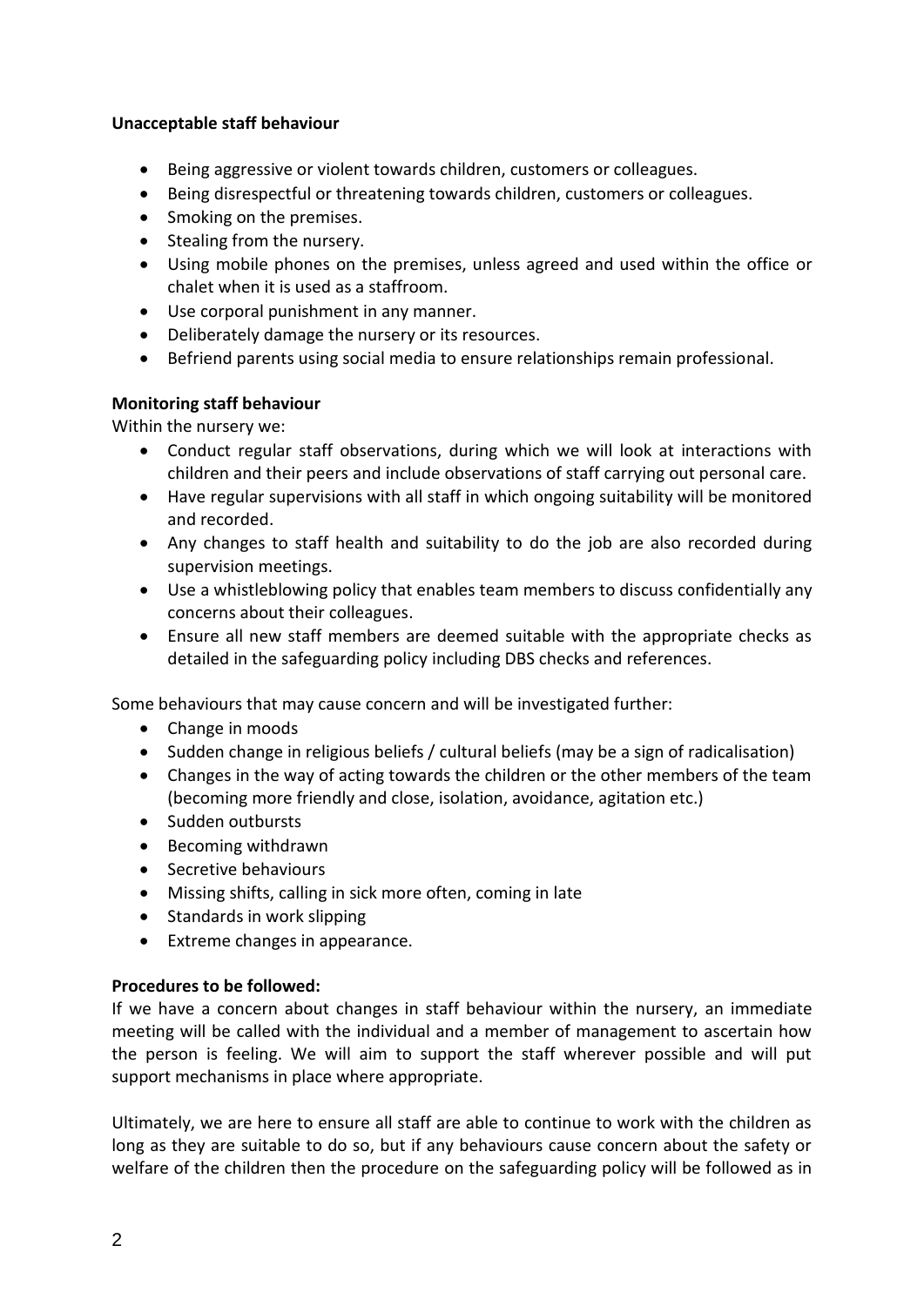**Unacceptable staff behaviour**

- Being aggressive or violent towards children, customers or colleagues.
- Being disrespectful or threatening towards children, customers or colleagues.
- Smoking on the premises.
- Stealing from the nursery.
- Using mobile phones on the premises, unless agreed and used within the office or chalet when it is used as a staffroom.
- Use corporal punishment in any manner.
- Deliberately damage the nursery or its resources.
- Befriend parents using social media to ensure relationships remain professional.

**Monitoring staff behaviour**

Within the nursery we:

- Conduct regular staff observations, during which we will look at interactions with children and their peers and include observations of staff carrying out personal care.
- Have regular supervisions with all staff in which ongoing suitability will be monitored and recorded.
- Any changes to staff health and suitability to do the job are also recorded during supervision meetings.
- Use a whistleblowing policy that enables team members to discuss confidentially any concerns about their colleagues.
- Ensure all new staff members are deemed suitable with the appropriate checks as detailed in the safeguarding policy including DBS checks and references.

Some behaviours that may cause concern and will be investigated further:

- Change in moods
- Sudden change in religious beliefs / cultural beliefs (may be a sign of radicalisation)
- Changes in the way of acting towards the children or the other members of the team (becoming more friendly and close, isolation, avoidance, agitation etc.)
- Sudden outbursts
- Becoming withdrawn
- Secretive behaviours
- Missing shifts, calling in sick more often, coming in late
- Standards in work slipping
- Extreme changes in appearance.

**Procedures to be followed:**

If we have a concern about changes in staff behaviour within the nursery, an immediate meeting will be called with the individual and a member of management to ascertain how the person is feeling. We will aim to support the staff wherever possible and will put support mechanisms in place where appropriate.

Ultimately, we are here to ensure all staff are able to continue to work with the children as long as they are suitable to do so, but if any behaviours cause concern about the safety or welfare of the children then the procedure on the safeguarding policy will be followed as in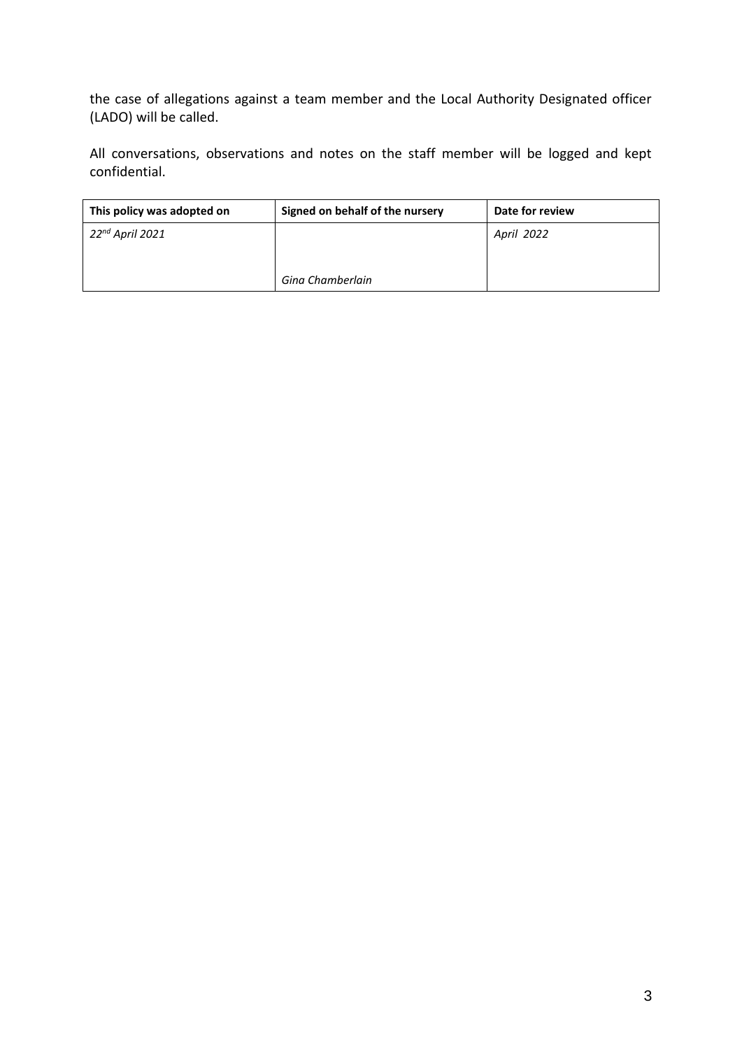the case of allegations against a team member and the Local Authority Designated officer (LADO) will be called.

All conversations, observations and notes on the staff member will be logged and kept confidential.

| **This policy was adopted on** | **Signed on behalf of the nursery** | **Date for review** |
| --- | --- | --- |
| *22nd April 2021* | *Gina Chamberlain* | *April 2022* |